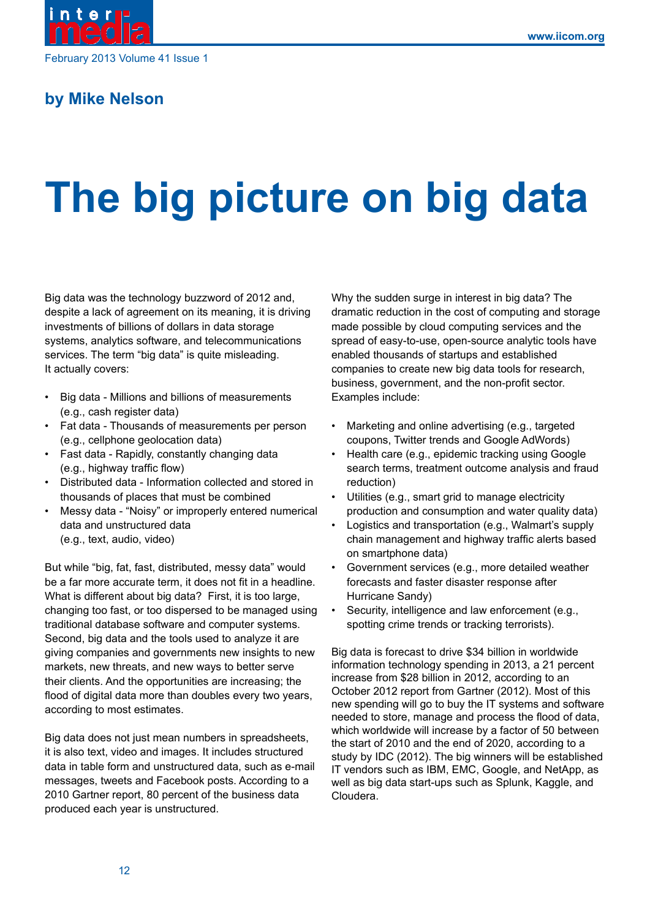by Mike Nelson

# The big picture on big data

Big data was the technology buzzword of 2012 and, despite a lack of agreement on its meaning, it is driving investments of billions of dollars in data storage systems, analytics software, and telecommunications services. The term "big data" is quite misleading. It actually covers:

- Big data - Millions and billions of measurements (e.g., cash register data)
- Fat data - Thousands of measurements per person (e.g., cellphone geolocation data)
- Fast data - Rapidly, constantly changing data (e.g., highway traffic flow)
- Distributed data - Information collected and stored in thousands of places that must be combined
- Messy data - "Noisy" or improperly entered numerical data and unstructured data (e.g., text, audio, video)

But while "big, fat, fast, distributed, messy data" would be a far more accurate term, it does not fit in a headline. What is different about big data? First, it is too large, changing too fast, or too dispersed to be managed using traditional database software and computer systems. Second, big data and the tools used to analyze it are giving companies and governments new insights to new markets, new threats, and new ways to better serve their clients. And the opportunities are increasing; the flood of digital data more than doubles every two years, according to most estimates.

Big data does not just mean numbers in spreadsheets, it is also text, video and images. It includes structured data in table form and unstructured data, such as e-mail messages, tweets and Facebook posts. According to a 2010 Gartner report, 80 percent of the business data produced each year is unstructured.

Why the sudden surge in interest in big data? The dramatic reduction in the cost of computing and storage made possible by cloud computing services and the spread of easy-to-use, open-source analytic tools have enabled thousands of startups and established companies to create new big data tools for research, business, government, and the non-profit sector. Examples include:

- Marketing and online advertising (e.g., targeted coupons, Twitter trends and Google AdWords)
- Health care (e.g., epidemic tracking using Google search terms, treatment outcome analysis and fraud reduction)
- Utilities (e.g., smart grid to manage electricity production and consumption and water quality data)
- Logistics and transportation (e.g., Walmart's supply chain management and highway traffic alerts based on smartphone data)
- Government services (e.g., more detailed weather forecasts and faster disaster response after Hurricane Sandy)
- Security, intelligence and law enforcement (e.g., spotting crime trends or tracking terrorists).

Big data is forecast to drive $34 billion in worldwide information technology spending in 2013, a 21 percent increase from $28 billion in 2012, according to an October 2012 report from Gartner (2012). Most of this new spending will go to buy the IT systems and software needed to store, manage and process the flood of data, which worldwide will increase by a factor of 50 between the start of 2010 and the end of 2020, according to a study by IDC (2012). The big winners will be established IT vendors such as IBM, EMC, Google, and NetApp, as well as big data start-ups such as Splunk, Kaggle, and Cloudera.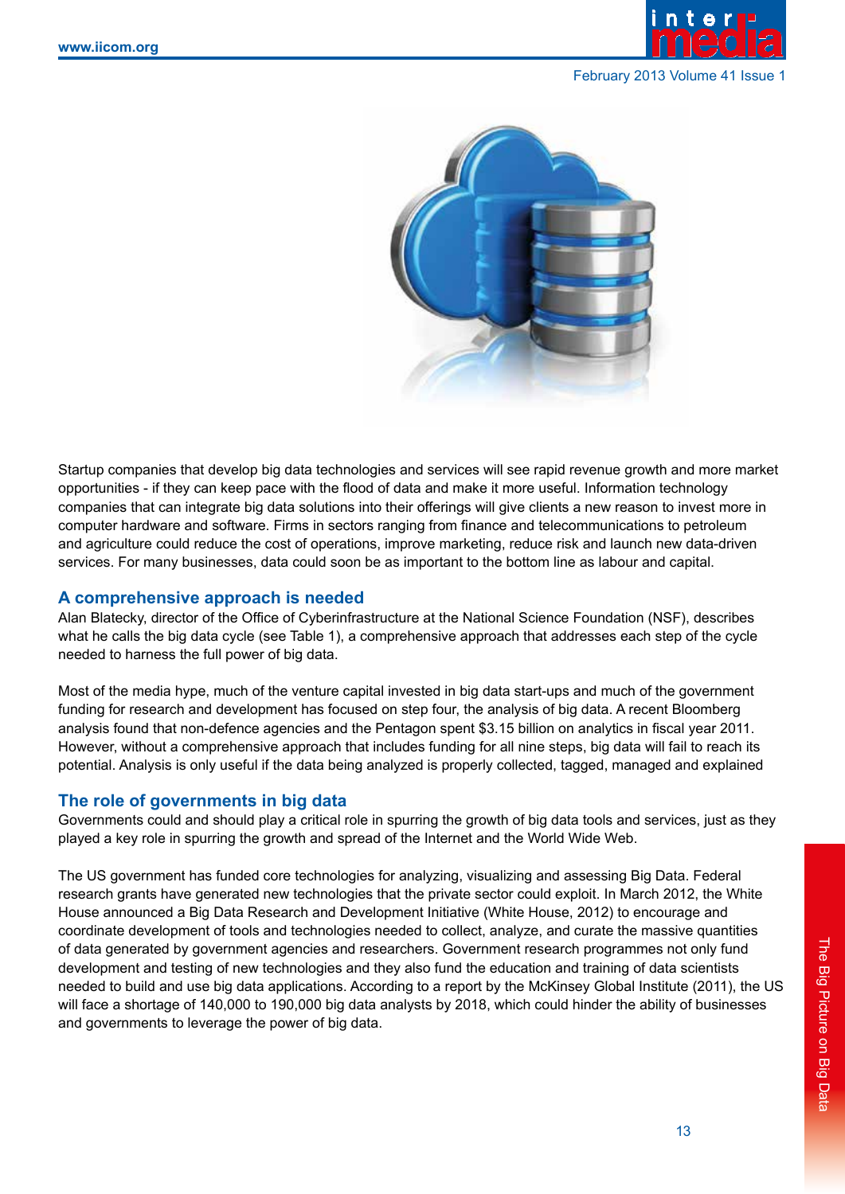Startup companies that develop big data technologies and services will see rapid revenue growth and more market opportunities - if they can keep pace with the flood of data and make it more useful. Information technology companies that can integrate big data solutions into their offerings will give clients a new reason to invest more in computer hardware and software. Firms in sectors ranging from finance and telecommunications to petroleum and agriculture could reduce the cost of operations, improve marketing, reduce risk and launch new data-driven services. For many businesses, data could soon be as important to the bottom line as labour and capital.

## A comprehensive approach is needed

Alan Blatecky, director of the Office of Cyberinfrastructure at the National Science Foundation (NSF), describes what he calls the big data cycle (see Table 1), a comprehensive approach that addresses each step of the cycle needed to harness the full power of big data.

Most of the media hype, much of the venture capital invested in big data start-ups and much of the government funding for research and development has focused on step four, the analysis of big data. A recent Bloomberg analysis found that non-defence agencies and the Pentagon spent $3.15 billion on analytics in fiscal year 2011. However, without a comprehensive approach that includes funding for all nine steps, big data will fail to reach its potential. Analysis is only useful if the data being analyzed is properly collected, tagged, managed and explained

## The role of governments in big data

Governments could and should play a critical role in spurring the growth of big data tools and services, just as they played a key role in spurring the growth and spread of the Internet and the World Wide Web.

The US government has funded core technologies for analyzing, visualizing and assessing Big Data. Federal research grants have generated new technologies that the private sector could exploit. In March 2012, the White House announced a Big Data Research and Development Initiative (White House, 2012) to encourage and coordinate development of tools and technologies needed to collect, analyze, and curate the massive quantities of data generated by government agencies and researchers. Government research programmes not only fund development and testing of new technologies and they also fund the education and training of data scientists needed to build and use big data applications. According to a report by the McKinsey Global Institute (2011), the US will face a shortage of 140,000 to 190,000 big data analysts by 2018, which could hinder the ability of businesses and governments to leverage the power of big data.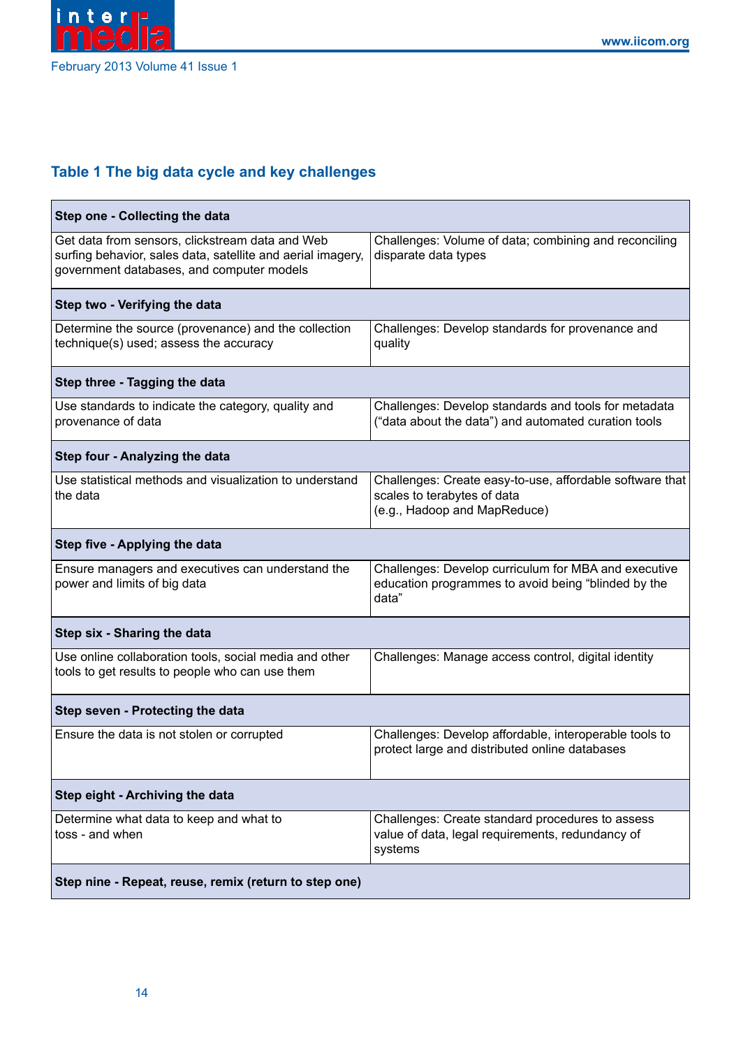## Table 1 The big data cycle and key challenges

| Step | Challenges |
|---|---|
| **Step one - Collecting the data** | |
| Get data from sensors, clickstream data and Web surfing behavior, sales data, satellite and aerial imagery, government databases, and computer models | Challenges: Volume of data; combining and reconciling disparate data types |
| **Step two - Verifying the data** | |
| Determine the source (provenance) and the collection technique(s) used; assess the accuracy | Challenges: Develop standards for provenance and quality |
| **Step three - Tagging the data** | |
| Use standards to indicate the category, quality and provenance of data | Challenges: Develop standards and tools for metadata ("data about the data") and automated curation tools |
| **Step four - Analyzing the data** | |
| Use statistical methods and visualization to understand the data | Challenges: Create easy-to-use, affordable software that scales to terabytes of data (e.g., Hadoop and MapReduce) |
| **Step five - Applying the data** | |
| Ensure managers and executives can understand the power and limits of big data | Challenges: Develop curriculum for MBA and executive education programmes to avoid being "blinded by the data" |
| **Step six - Sharing the data** | |
| Use online collaboration tools, social media and other tools to get results to people who can use them | Challenges: Manage access control, digital identity |
| **Step seven - Protecting the data** | |
| Ensure the data is not stolen or corrupted | Challenges: Develop affordable, interoperable tools to protect large and distributed online databases |
| **Step eight - Archiving the data** | |
| Determine what data to keep and what to toss - and when | Challenges: Create standard procedures to assess value of data, legal requirements, redundancy of systems |
| **Step nine - Repeat, reuse, remix (return to step one)** | |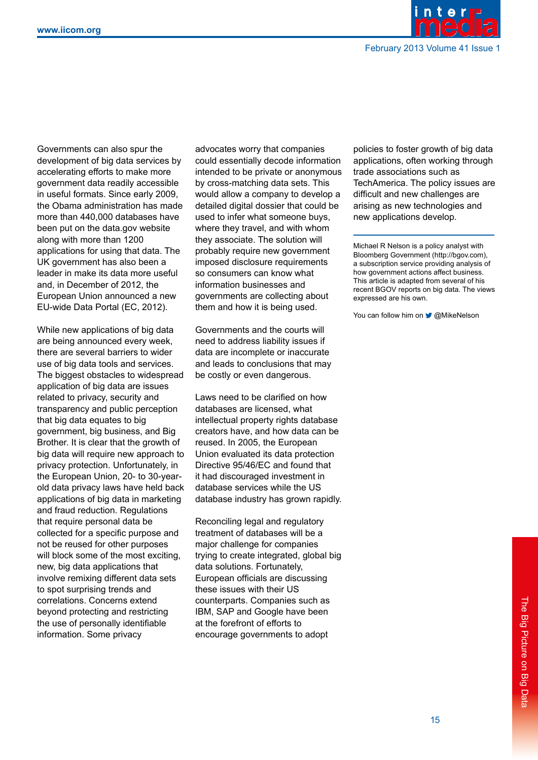Governments can also spur the development of big data services by accelerating efforts to make more government data readily accessible in useful formats. Since early 2009, the Obama administration has made more than 440,000 databases have been put on the data.gov website along with more than 1200 applications for using that data. The UK government has also been a leader in make its data more useful and, in December of 2012, the European Union announced a new EU-wide Data Portal (EC, 2012).

While new applications of big data are being announced every week, there are several barriers to wider use of big data tools and services. The biggest obstacles to widespread application of big data are issues related to privacy, security and transparency and public perception that big data equates to big government, big business, and Big Brother. It is clear that the growth of big data will require new approach to privacy protection. Unfortunately, in the European Union, 20- to 30-year-old data privacy laws have held back applications of big data in marketing and fraud reduction. Regulations that require personal data be collected for a specific purpose and not be reused for other purposes will block some of the most exciting, new, big data applications that involve remixing different data sets to spot surprising trends and correlations. Concerns extend beyond protecting and restricting the use of personally identifiable information. Some privacy advocates worry that companies could essentially decode information intended to be private or anonymous by cross-matching data sets. This would allow a company to develop a detailed digital dossier that could be used to infer what someone buys, where they travel, and with whom they associate. The solution will probably require new government imposed disclosure requirements so consumers can know what information businesses and governments are collecting about them and how it is being used.

Governments and the courts will need to address liability issues if data are incomplete or inaccurate and leads to conclusions that may be costly or even dangerous.

Laws need to be clarified on how databases are licensed, what intellectual property rights database creators have, and how data can be reused. In 2005, the European Union evaluated its data protection Directive 95/46/EC and found that it had discouraged investment in database services while the US database industry has grown rapidly.

Reconciling legal and regulatory treatment of databases will be a major challenge for companies trying to create integrated, global big data solutions. Fortunately, European officials are discussing these issues with their US counterparts. Companies such as IBM, SAP and Google have been at the forefront of efforts to encourage governments to adopt policies to foster growth of big data applications, often working through trade associations such as TechAmerica. The policy issues are difficult and new challenges are arising as new technologies and new applications develop.

---

Michael R Nelson is a policy analyst with Bloomberg Government (http://bgov.com), a subscription service providing analysis of how government actions affect business. This article is adapted from several of his recent BGOV reports on big data. The views expressed are his own.

You can follow him on @MikeNelson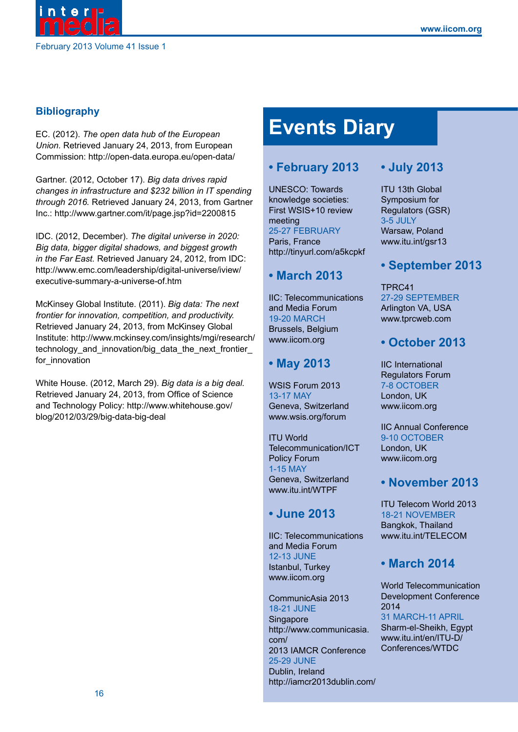## Bibliography

EC. (2012). *The open data hub of the European Union.* Retrieved January 24, 2013, from European Commission: http://open-data.europa.eu/open-data/

Gartner. (2012, October 17). *Big data drives rapid changes in infrastructure and $232 billion in IT spending through 2016.* Retrieved January 24, 2013, from Gartner Inc.: http://www.gartner.com/it/page.jsp?id=2200815

IDC. (2012, December). *The digital universe in 2020: Big data, bigger digital shadows, and biggest growth in the Far East.* Retrieved January 24, 2012, from IDC: http://www.emc.com/leadership/digital-universe/iview/executive-summary-a-universe-of.htm

McKinsey Global Institute. (2011). *Big data: The next frontier for innovation, competition, and productivity.* Retrieved January 24, 2013, from McKinsey Global Institute: http://www.mckinsey.com/insights/mgi/research/technology_and_innovation/big_data_the_next_frontier_for_innovation

White House. (2012, March 29). *Big data is a big deal.* Retrieved January 24, 2013, from Office of Science and Technology Policy: http://www.whitehouse.gov/blog/2012/03/29/big-data-big-deal

# Events Diary

### • February 2013

UNESCO: Towards knowledge societies: First WSIS+10 review meeting
25-27 FEBRUARY
Paris, France
http://tinyurl.com/a5kcpkf

### • March 2013

IIC: Telecommunications and Media Forum
19-20 MARCH
Brussels, Belgium
www.iicom.org

### • May 2013

WSIS Forum 2013
13-17 MAY
Geneva, Switzerland
www.wsis.org/forum

ITU World Telecommunication/ICT Policy Forum
1-15 MAY
Geneva, Switzerland
www.itu.int/WTPF

### • June 2013

IIC: Telecommunications and Media Forum
12-13 JUNE
Istanbul, Turkey
www.iicom.org

CommunicAsia 2013
18-21 JUNE
Singapore
http://www.communicasia.com/

2013 IAMCR Conference
25-29 JUNE
Dublin, Ireland
http://iamcr2013dublin.com/

### • July 2013

ITU 13th Global Symposium for Regulators (GSR)
3-5 JULY
Warsaw, Poland
www.itu.int/gsr13

### • September 2013

TPRC41
27-29 SEPTEMBER
Arlington VA, USA
www.tprcweb.com

### • October 2013

IIC International Regulators Forum
7-8 OCTOBER
London, UK
www.iicom.org

IIC Annual Conference
9-10 OCTOBER
London, UK
www.iicom.org

### • November 2013

ITU Telecom World 2013
18-21 NOVEMBER
Bangkok, Thailand
www.itu.int/TELECOM

### • March 2014

World Telecommunication Development Conference 2014
31 MARCH-11 APRIL
Sharm-el-Sheikh, Egypt
www.itu.int/en/ITU-D/Conferences/WTDC